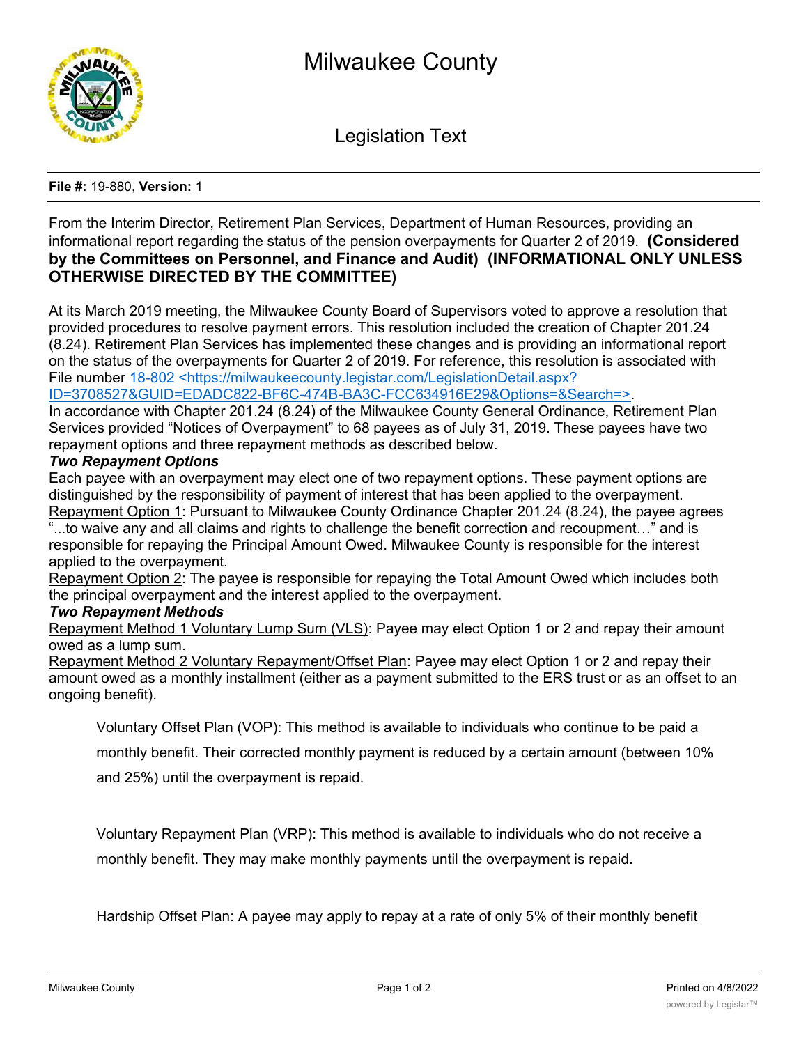# Milwaukee County

## Legision Text

**File #:** 19-880, **Version:** 1

From the Interim Director, Retirement Plan Services, Department of Human Resources, providing an informational report regarding the status of the pension overpayments for Quarter 2 of 2019. **(Considered by the Committees on Personnel, and Finance and Audit) (INFORMATIONAL ONLY UNLESS OTHERWISE DIRECTED BY THE COMMITTEE)**

At its March 2019 meeting, the Milwaukee County Board of Supervisors voted to approve a resolution that provided procedures to resolve payment errors. This resolution included the creation of Chapter 201.24 (8.24). Retirement Plan Services has implemented these changes and is providing an informational report on the status of the overpayments for Quarter 2 of 2019. For reference, this resolution is associated with File number [18-802 <https://milwaukeecounty.legistar.com/LegislationDetail.aspx?ID=3708527&GUID=EDADC822-BF6C-474B-BA3C-FCC634916E29&Options=&Search=>](https://milwaukeecounty.legistar.com/LegislationDetail.aspx?ID=3708527&GUID=EDADC822-BF6C-474B-BA3C-FCC634916E29&Options=&Search=).

In accordance with Chapter 201.24 (8.24) of the Milwaukee County General Ordinance, Retirement Plan Services provided "Notices of Overpayment" to 68 payees as of July 31, 2019. These payees have two repayment options and three repayment methods as described below.

***Two Repayment Options***

Each payee with an overpayment may elect one of two repayment options. These payment options are distinguished by the responsibility of payment of interest that has been applied to the overpayment.

Repayment Option 1: Pursuant to Milwaukee County Ordinance Chapter 201.24 (8.24), the payee agrees "...to waive any and all claims and rights to challenge the benefit correction and recoupment…" and is responsible for repaying the Principal Amount Owed. Milwaukee County is responsible for the interest applied to the overpayment.

Repayment Option 2: The payee is responsible for repaying the Total Amount Owed which includes both the principal overpayment and the interest applied to the overpayment.

***Two Repayment Methods***

Repayment Method 1 Voluntary Lump Sum (VLS): Payee may elect Option 1 or 2 and repay their amount owed as a lump sum.

Repayment Method 2 Voluntary Repayment/Offset Plan: Payee may elect Option 1 or 2 and repay their amount owed as a monthly installment (either as a payment submitted to the ERS trust or as an offset to an ongoing benefit).

Voluntary Offset Plan (VOP): This method is available to individuals who continue to be paid a monthly benefit. Their corrected monthly payment is reduced by a certain amount (between 10% and 25%) until the overpayment is repaid.

Voluntary Repayment Plan (VRP): This method is available to individuals who do not receive a monthly benefit. They may make monthly payments until the overpayment is repaid.

Hardship Offset Plan: A payee may apply to repay at a rate of only 5% of their monthly benefit

# Milwaukee County

## Legislation Text

**File #:** 19-880, **Version:** 1

From the Interim Director, Retirement Plan Services, Department of Human Resources, providing an informational report regarding the status of the pension overpayments for Quarter 2 of 2019. **(Considered by the Committees on Personnel, and Finance and Audit) (INFORMATIONAL ONLY UNLESS OTHERWISE DIRECTED BY THE COMMITTEE)**

At its March 2019 meeting, the Milwaukee County Board of Supervisors voted to approve a resolution that provided procedures to resolve payment errors. This resolution included the creation of Chapter 201.24 (8.24). Retirement Plan Services has implemented these changes and is providing an informational report on the status of the overpayments for Quarter 2 of 2019. For reference, this resolution is associated with File number [18-802 <https://milwaukeecounty.legistar.com/LegislationDetail.aspx?ID=3708527&GUID=EDADC822-BF6C-474B-BA3C-FCC634916E29&Options=&Search=>](https://milwaukeecounty.legistar.com/LegislationDetail.aspx?ID=3708527&GUID=EDADC822-BF6C-474B-BA3C-FCC634916E29&Options=&Search=).

In accordance with Chapter 201.24 (8.24) of the Milwaukee County General Ordinance, Retirement Plan Services provided "Notices of Overpayment" to 68 payees as of July 31, 2019. These payees have two repayment options and three repayment methods as described below.

***Two Repayment Options***

Each payee with an overpayment may elect one of two repayment options. These payment options are distinguished by the responsibility of payment of interest that has been applied to the overpayment.

Repayment Option 1: Pursuant to Milwaukee County Ordinance Chapter 201.24 (8.24), the payee agrees "...to waive any and all claims and rights to challenge the benefit correction and recoupment…" and is responsible for repaying the Principal Amount Owed. Milwaukee County is responsible for the interest applied to the overpayment.

Repayment Option 2: The payee is responsible for repaying the Total Amount Owed which includes both the principal overpayment and the interest applied to the overpayment.

***Two Repayment Methods***

Repayment Method 1 Voluntary Lump Sum (VLS): Payee may elect Option 1 or 2 and repay their amount owed as a lump sum.

Repayment Method 2 Voluntary Repayment/Offset Plan: Payee may elect Option 1 or 2 and repay their amount owed as a monthly installment (either as a payment submitted to the ERS trust or as an offset to an ongoing benefit).

Voluntary Offset Plan (VOP): This method is available to individuals who continue to be paid a monthly benefit. Their corrected monthly payment is reduced by a certain amount (between 10% and 25%) until the overpayment is repaid.

Voluntary Repayment Plan (VRP): This method is available to individuals who do not receive a monthly benefit. They may make monthly payments until the overpayment is repaid.

Hardship Offset Plan: A payee may apply to repay at a rate of only 5% of their monthly benefit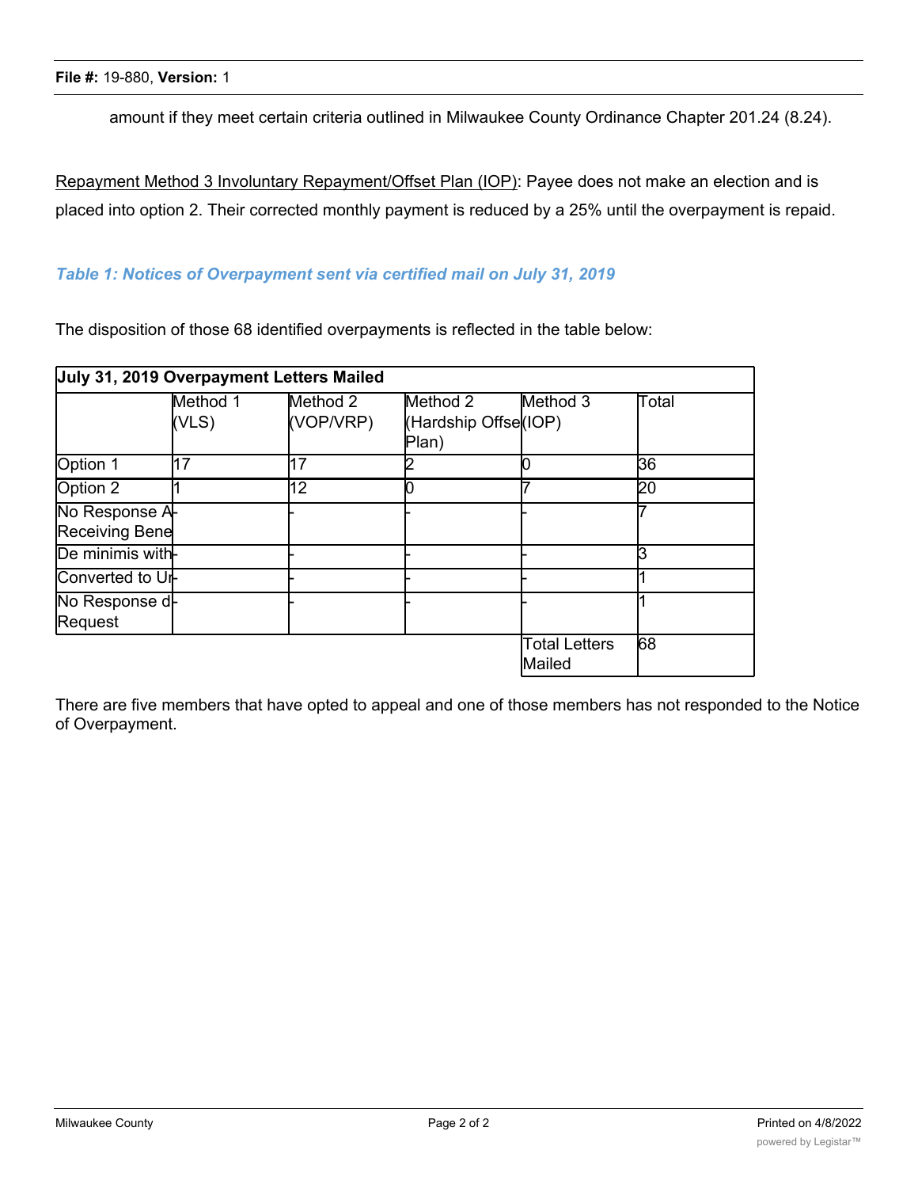amount if they meet certain criteria outlined in Milwaukee County Ordinance Chapter 201.24 (8.24).

Repayment Method 3 Involuntary Repayment/Offset Plan (IOP): Payee does not make an election and is placed into option 2. Their corrected monthly payment is reduced by a 25% until the overpayment is repaid.

***Table 1: Notices of Overpayment sent via certified mail on July 31, 2019***

The disposition of those 68 identified overpayments is reflected in the table below:

| **July 31, 2019 Overpayment Letters Mailed** | | | | | |
|---|---|---|---|---|---|
| | Method 1 (VLS) | Method 2 (VOP/VRP) | Method 2 (Hardship Offse Plan) | Method 3 (IOP) | Total |
| Option 1 | 17 | 17 | 2 | 0 | 36 |
| Option 2 | 1 | 12 | 0 | 7 | 20 |
| No Response A Receiving Bene | - | - | - | - | 7 |
| De minimis with | - | - | - | - | 3 |
| Converted to Ur | - | - | - | - | 1 |
| No Response d Request | - | - | - | - | 1 |
| | | | | Total Letters Mailed | 68 |

There are five members that have opted to appeal and one of those members has not responded to the Notice of Overpayment.